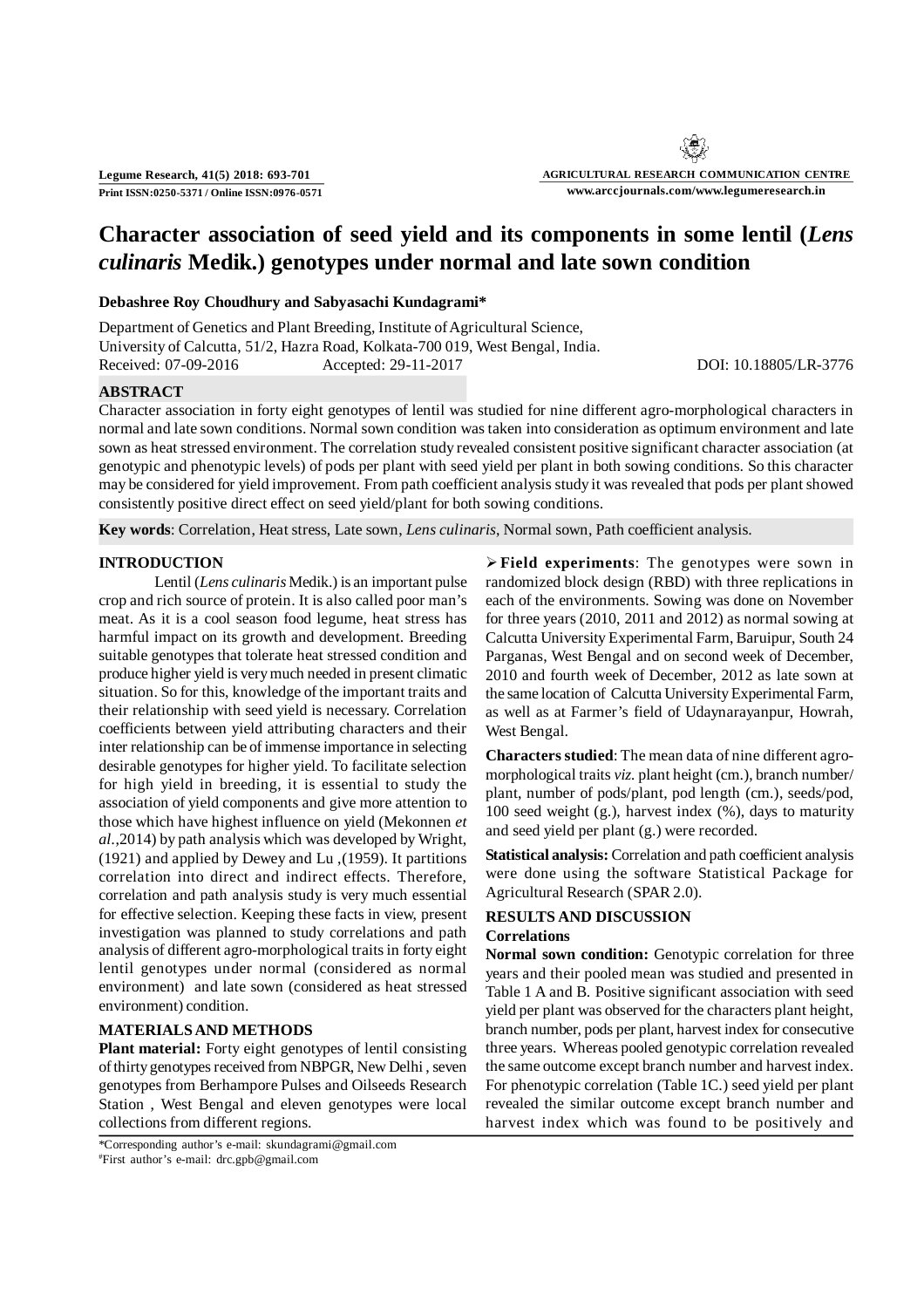# Character association of seed yield and its components in some lentil (*Lens culinaris* Medik.) genotypes under normal and late sown condition

**Debashree Roy Choudhury and Sabyasachi Kundagrami***

Department of Genetics and Plant Breeding, Institute of Agricultural Science,
University of Calcutta, 51/2, Hazra Road, Kolkata-700 019, West Bengal, India.
Received: 07-09-2016 Accepted: 29-11-2017 DOI: 10.18805/LR-3776

## ABSTRACT

Character association in forty eight genotypes of lentil was studied for nine different agro-morphological characters in normal and late sown conditions. Normal sown condition was taken into consideration as optimum environment and late sown as heat stressed environment. The correlation study revealed consistent positive significant character association (at genotypic and phenotypic levels) of pods per plant with seed yield per plant in both sowing conditions. So this character may be considered for yield improvement. From path coefficient analysis study it was revealed that pods per plant showed consistently positive direct effect on seed yield/plant for both sowing conditions.

**Key words**: Correlation, Heat stress, Late sown, *Lens culinaris*, Normal sown, Path coefficient analysis.

## INTRODUCTION

Lentil (*Lens culinaris* Medik.) is an important pulse crop and rich source of protein. It is also called poor man's meat. As it is a cool season food legume, heat stress has harmful impact on its growth and development. Breeding suitable genotypes that tolerate heat stressed condition and produce higher yield is very much needed in present climatic situation. So for this, knowledge of the important traits and their relationship with seed yield is necessary. Correlation coefficients between yield attributing characters and their inter relationship can be of immense importance in selecting desirable genotypes for higher yield. To facilitate selection for high yield in breeding, it is essential to study the association of yield components and give more attention to those which have highest influence on yield (Mekonnen *et al.*,2014) by path analysis which was developed by Wright, (1921) and applied by Dewey and Lu ,(1959). It partitions correlation into direct and indirect effects. Therefore, correlation and path analysis study is very much essential for effective selection. Keeping these facts in view, present investigation was planned to study correlations and path analysis of different agro-morphological traits in forty eight lentil genotypes under normal (considered as normal environment) and late sown (considered as heat stressed environment) condition.

## MATERIALS AND METHODS

**Plant material:** Forty eight genotypes of lentil consisting of thirty genotypes received from NBPGR, New Delhi , seven genotypes from Berhampore Pulses and Oilseeds Research Station , West Bengal and eleven genotypes were local collections from different regions.

➢ **Field experiments**: The genotypes were sown in randomized block design (RBD) with three replications in each of the environments. Sowing was done on November for three years (2010, 2011 and 2012) as normal sowing at Calcutta University Experimental Farm, Baruipur, South 24 Parganas, West Bengal and on second week of December, 2010 and fourth week of December, 2012 as late sown at the same location of Calcutta University Experimental Farm, as well as at Farmer's field of Udaynarayanpur, Howrah, West Bengal.

**Characters studied**: The mean data of nine different agro-morphological traits *viz.* plant height (cm.), branch number/plant, number of pods/plant, pod length (cm.), seeds/pod, 100 seed weight (g.), harvest index (%), days to maturity and seed yield per plant (g.) were recorded.

**Statistical analysis:** Correlation and path coefficient analysis were done using the software Statistical Package for Agricultural Research (SPAR 2.0).

## RESULTS AND DISCUSSION

### Correlations

**Normal sown condition:** Genotypic correlation for three years and their pooled mean was studied and presented in Table 1 A and B. Positive significant association with seed yield per plant was observed for the characters plant height, branch number, pods per plant, harvest index for consecutive three years. Whereas pooled genotypic correlation revealed the same outcome except branch number and harvest index. For phenotypic correlation (Table 1C.) seed yield per plant revealed the similar outcome except branch number and harvest index which was found to be positively and

*Corresponding author's e-mail: skundagrami@gmail.com
#First author's e-mail: drc.gpb@gmail.com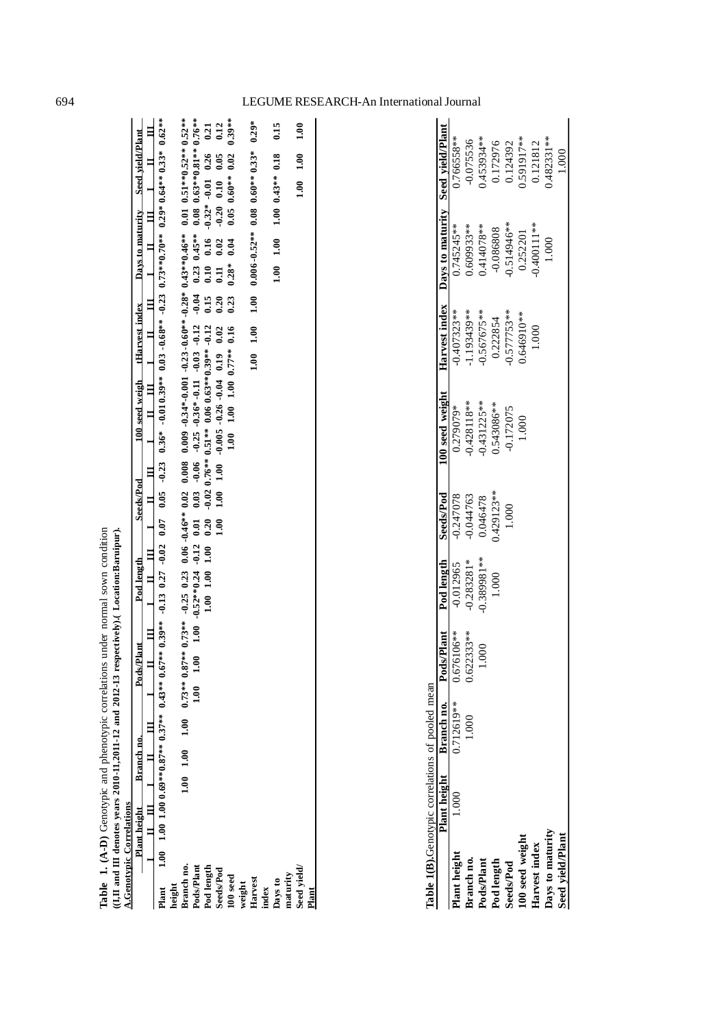**Table 1. (A-D)** Genotypic and phenotypic correlations under normal sown condition

**((I,II and III denotes years 2010-11,2011-12 and 2012-13 respectively).( Location:Baruipur).**

**A.Genotypic Correlations**

| | Plant height | | | Branch no. | | | Pods/Plant | | | Pod length | | | Seeds/Pod | | | 100 seed weigh | | | tHarvest index | | | Days to maturity | | | Seed yield/Plant | | |
|---|---|---|---|---|---|---|---|---|---|---|---|---|---|---|---|---|---|---|---|---|---|---|---|---|---|---|---|
| | I | II | III | I | II | III | I | II | III | I | II | III | I | II | III | I | II | III | I | II | III | I | II | III | I | II | III |
| **Plant height** | 1.00 | 1.00 | 1.00 | 0.69** | 0.87** | 0.37** | 0.43** | 0.67** | 0.39** | -0.13 | 0.27 | -0.02 | 0.07 | 0.05 | -0.23 | 0.36* | -0.01 | 0.39** | 0.03 | -0.68** | -0.23 | 0.73** | 0.70** | 0.29* | 0.64** | 0.33* | 0.62** |
| **Branch no.** | | | | 1.00 | 1.00 | 1.00 | 0.73** | 0.87** | 0.73** | -0.25 | 0.23 | 0.06 | -0.46** | 0.02 | 0.008 | 0.009 | -0.34* | -0.001 | -0.23 | -0.60** | -0.28* | 0.43** | 0.46** | 0.01 | 0.51** | 0.52** | 0.52** |
| **Pods/Plant** | | | | | | | 1.00 | 1.00 | 1.00 | -0.52** | 0.24 | -0.12 | 0.01 | 0.03 | -0.06 | -0.25 | -0.36* | -0.11 | -0.03 | -0.12 | -0.04 | 0.23 | 0.45** | 0.08 | 0.63** | 0.81** | 0.76** |
| **Pod length** | | | | | | | | | | 1.00 | 1.00 | 1.00 | 0.20 | -0.02 | 0.76** | 0.51** | 0.06 | 0.63** | 0.39** | -0.12 | 0.15 | 0.10 | 0.16 | -0.32* | -0.01 | 0.26 | 0.21 |
| **Seeds/Pod** | | | | | | | | | | | | | 1.00 | 1.00 | 1.00 | -0.005 | -0.26 | -0.04 | 0.19 | 0.02 | 0.20 | 0.11 | 0.02 | -0.20 | 0.10 | 0.05 | 0.12 |
| **100 seed weight** | | | | | | | | | | | | | | | | 1.00 | 1.00 | 1.00 | 0.77** | 0.16 | 0.23 | 0.28* | 0.04 | 0.05 | 0.60** | 0.02 | 0.39** |
| **Harvest index** | | | | | | | | | | | | | | | | | | | 1.00 | 1.00 | 1.00 | 0.006 | -0.52** | 0.08 | 0.60** | 0.33* | 0.29* |
| **Days to maturity** | | | | | | | | | | | | | | | | | | | | | | 1.00 | 1.00 | 1.00 | 0.43** | 0.18 | 0.15 |
| **Seed yield/ Plant** | | | | | | | | | | | | | | | | | | | | | | | | | 1.00 | 1.00 | 1.00 |

**Table 1(B).**Genotypic correlations of pooled mean

| | Plant height | Branch no. | Pods/Plant | Pod length | Seeds/Pod | 100 seed weight | Harvest index | Days to maturity | Seed yield/Plant |
|---|---|---|---|---|---|---|---|---|---|
| **Plant height** | 1.000 | 0.712619** | 0.676106** | -0.012965 | -0.247078 | 0.279079* | -0.407323** | 0.745245** | 0.766558** |
| **Branch no.** | | 1.000 | 0.622333** | -0.283281* | -0.044763 | -0.428118** | -1.193439** | 0.609933** | -0.075536 |
| **Pods/Plant** | | | 1.000 | -0.389981** | 0.046478 | -0.431225** | -0.567675** | 0.414078** | 0.453934** |
| **Pod length** | | | | 1.000 | 0.429123** | 0.543086** | 0.222854 | -0.086808 | 0.172976 |
| **Seeds/Pod** | | | | | 1.000 | -0.172075 | -0.577753** | -0.514946** | 0.124392 |
| **100 seed weight** | | | | | | 1.000 | 0.646910** | 0.252201 | 0.591917** |
| **Harvest index** | | | | | | | 1.000 | -0.400111** | 0.121812 |
| **Days to maturity** | | | | | | | | 1.000 | 0.482331** |
| **Seed yield/Plant** | | | | | | | | | 1.000 |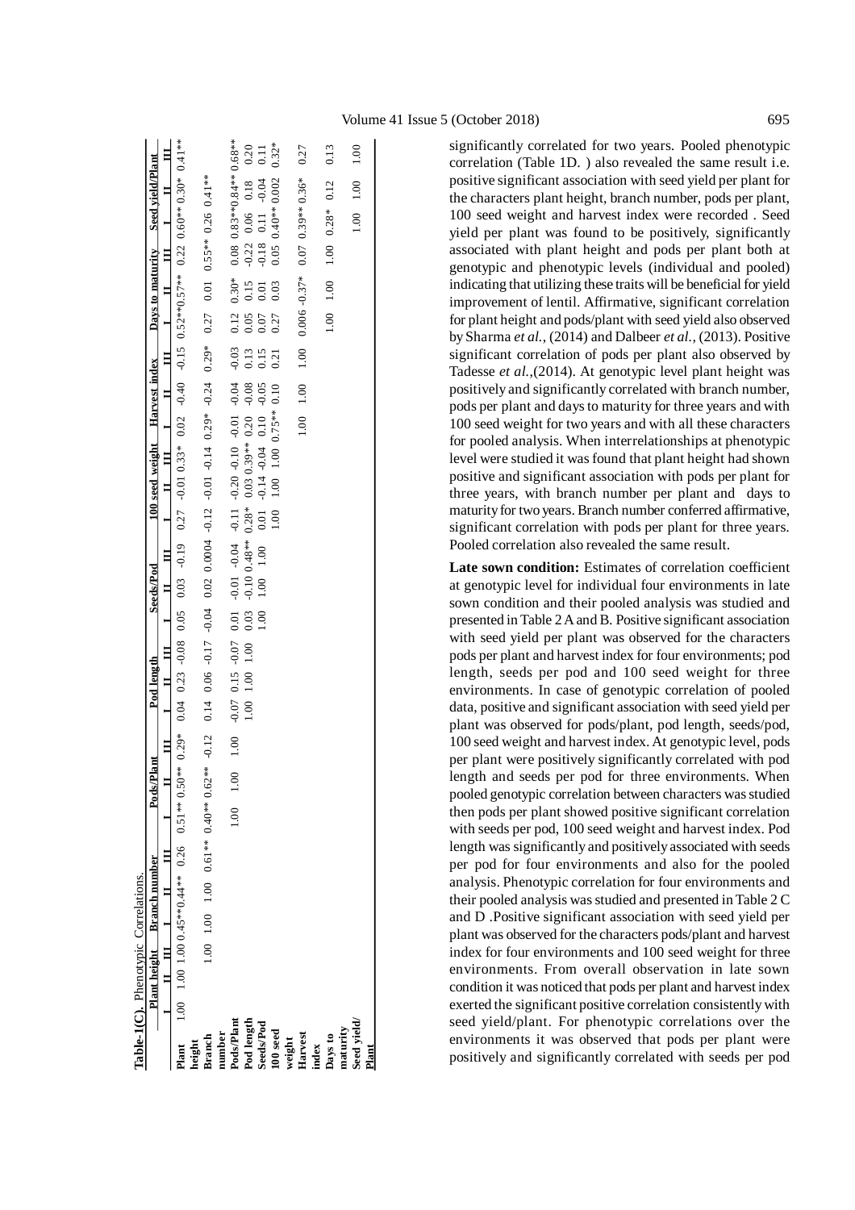**Table-1(C).** Phenotypic Correlations.

| | Plant height | | | Branch number | | | Pods/Plant | | | Pod length | | | Seeds/Pod | | | 100 seed weight | | | Harvest index | | | Days to maturity | | | Seed yield/Plant | | |
|---|---|---|---|---|---|---|---|---|---|---|---|---|---|---|---|---|---|---|---|---|---|---|---|---|---|---|---|
| | I | II | III | I | II | III | I | II | III | I | II | III | I | II | III | I | II | III | I | II | III | I | II | III | I | II | III |
| **Plant height** | 1.00 | 1.00 | 1.00 | 0.45** | 0.44** | 0.26 | 0.51** | 0.50** | 0.29* | 0.04 | 0.23 | -0.08 | 0.05 | 0.03 | -0.19 | 0.27 | -0.01 | 0.33* | 0.02 | -0.40 | -0.15 | 0.52** | 0.57** | 0.22 | 0.60** | 0.30* | 0.41** |
| **Branch number** | | | | 1.00 | 1.00 | 1.00 | 0.61** | 0.40** | 0.62** | -0.12 | 0.14 | 0.06 | -0.17 | -0.04 | 0.02 | 0.0004 | -0.12 | -0.01 | -0.14 | 0.29* | -0.24 | 0.29* | 0.27 | 0.01 | 0.55** | 0.26 | 0.41** |
| **Pods/Plant** | | | | | | | 1.00 | 1.00 | 1.00 | -0.07 | 0.15 | -0.07 | 0.01 | -0.01 | -0.04 | -0.11 | -0.20 | -0.10 | -0.01 | -0.04 | -0.03 | 0.12 | 0.30* | 0.08 | 0.83** | 0.84** | 0.68** |
| **Pod length** | | | | | | | | | | 1.00 | 1.00 | 1.00 | 0.03 | -0.10 | 0.48** | 0.28* | 0.03 | 0.39** | 0.20 | -0.08 | 0.13 | 0.05 | 0.15 | -0.22 | 0.06 | 0.18 | 0.20 |
| **Seeds/Pod** | | | | | | | | | | | | | 1.00 | 1.00 | 1.00 | 0.01 | -0.14 | -0.04 | 0.10 | -0.05 | 0.15 | 0.07 | 0.01 | -0.18 | 0.11 | -0.04 | 0.11 |
| **100 seed weight** | | | | | | | | | | | | | | | | 1.00 | 1.00 | 1.00 | 0.75** | 0.10 | 0.21 | 0.27 | 0.03 | 0.05 | 0.40** | 0.002 | 0.32* |
| **Harvest index** | | | | | | | | | | | | | | | | | | | 1.00 | 1.00 | 1.00 | 0.006 | -0.37* | 0.07 | 0.39** | 0.36* | 0.27 |
| **Days to maturity** | | | | | | | | | | | | | | | | | | | | | | 1.00 | 1.00 | 1.00 | 0.28* | 0.12 | 0.13 |
| **Seed yield/ Plant** | | | | | | | | | | | | | | | | | | | | | | | | | 1.00 | 1.00 | 1.00 |

significantly correlated for two years. Pooled phenotypic correlation (Table 1D. ) also revealed the same result i.e. positive significant association with seed yield per plant for the characters plant height, branch number, pods per plant, 100 seed weight and harvest index were recorded . Seed yield per plant was found to be positively, significantly associated with plant height and pods per plant both at genotypic and phenotypic levels (individual and pooled) indicating that utilizing these traits will be beneficial for yield improvement of lentil. Affirmative, significant correlation for plant height and pods/plant with seed yield also observed by Sharma *et al.*, (2014) and Dalbeer *et al.*, (2013). Positive significant correlation of pods per plant also observed by Tadesse *et al.*,(2014). At genotypic level plant height was positively and significantly correlated with branch number, pods per plant and days to maturity for three years and with 100 seed weight for two years and with all these characters for pooled analysis. When interrelationships at phenotypic level were studied it was found that plant height had shown positive and significant association with pods per plant for three years, with branch number per plant and days to maturity for two years. Branch number conferred affirmative, significant correlation with pods per plant for three years. Pooled correlation also revealed the same result.

**Late sown condition:** Estimates of correlation coefficient at genotypic level for individual four environments in late sown condition and their pooled analysis was studied and presented in Table 2 A and B. Positive significant association with seed yield per plant was observed for the characters pods per plant and harvest index for four environments; pod length, seeds per pod and 100 seed weight for three environments. In case of genotypic correlation of pooled data, positive and significant association with seed yield per plant was observed for pods/plant, pod length, seeds/pod, 100 seed weight and harvest index. At genotypic level, pods per plant were positively significantly correlated with pod length and seeds per pod for three environments. When pooled genotypic correlation between characters was studied then pods per plant showed positive significant correlation with seeds per pod, 100 seed weight and harvest index. Pod length was significantly and positively associated with seeds per pod for four environments and also for the pooled analysis. Phenotypic correlation for four environments and their pooled analysis was studied and presented in Table 2 C and D .Positive significant association with seed yield per plant was observed for the characters pods/plant and harvest index for four environments and 100 seed weight for three environments. From overall observation in late sown condition it was noticed that pods per plant and harvest index exerted the significant positive correlation consistently with seed yield/plant. For phenotypic correlations over the environments it was observed that pods per plant were positively and significantly correlated with seeds per pod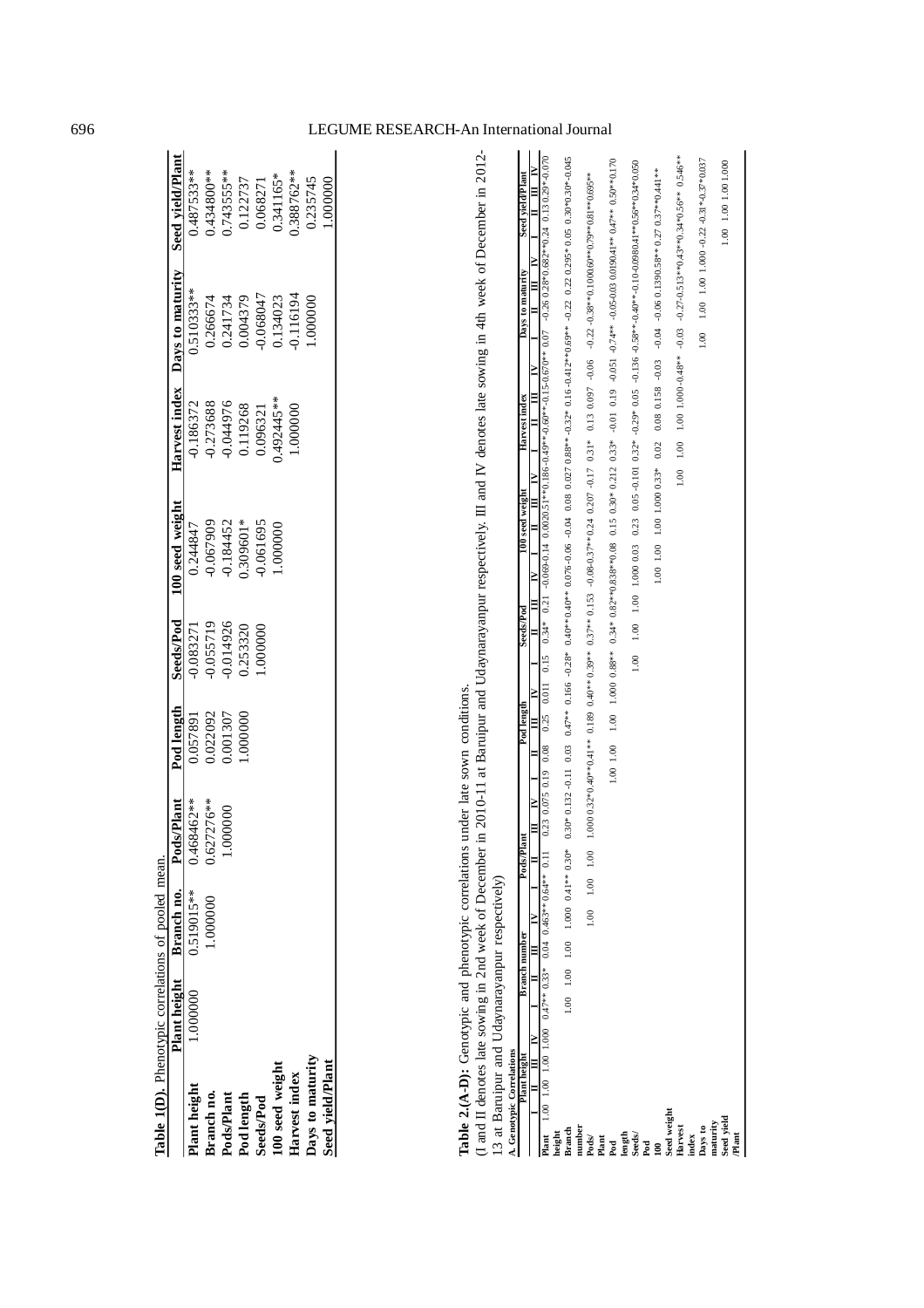**Table 1(D).** Phenotypic correlations of pooled mean.

| | Plant height | Branch no. | Pods/Plant | Pod length | Seeds/Pod | 100 seed weight | Harvest index | Days to maturity | Seed yield/Plant |
|---|---|---|---|---|---|---|---|---|---|
| Plant height | 1.000000 | 0.519015** | 0.468462** | 0.057891 | -0.083271 | 0.244847 | -0.186372 | 0.510333** | 0.487533** |
| Branch no. | | 1.000000 | 0.627276** | 0.022092 | -0.055719 | -0.067909 | -0.273688 | 0.266674 | 0.434800** |
| Pods/Plant | | | 1.000000 | 0.001307 | -0.014926 | -0.184452 | -0.044976 | 0.241734 | 0.743555** |
| Pod length | | | | 1.000000 | 0.253320 | 0.309601* | 0.119268 | 0.004379 | 0.122737 |
| Seeds/Pod | | | | | 1.000000 | -0.061695 | 0.096321 | -0.068047 | 0.068271 |
| 100 seed weight | | | | | | 1.000000 | 0.492445** | 0.134023 | 0.341165* |
| Harvest index | | | | | | | 1.000000 | -0.116194 | 0.388762** |
| Days to maturity | | | | | | | | 1.000000 | 0.235745 |
| Seed yield/Plant | | | | | | | | | 1.000000 |

**Table 2.(A-D):** Genotypic and phenotypic correlations under late sown conditions.

(I and II denotes late sowing in 2nd week of December in 2010-11 at Baruipur and Udaynarayanpur respectively. III and IV denotes late sowing in 4th week of December in 2012-13 at Baruipur and Udaynarayanpur respectively)

**A. Genotypic Correlations**

| | Plant height | | | | Branch number | | | | Pods/Plant | | | | Pod length | | | | Seeds/Pod | | | | 100 seed weight | | | | Harvest index | | | | Days to maturity | | | | Seed yield/Plant | | | |
|---|---|---|---|---|---|---|---|---|---|---|---|---|---|---|---|---|---|---|---|---|---|---|---|---|---|---|---|---|---|---|---|---|---|---|---|---|
| | I | II | III | IV | I | II | III | IV | I | II | III | IV | I | II | III | IV | I | II | III | IV | I | II | III | IV | I | II | III | IV | I | II | III | IV | I | II | III | IV |
| Plant height | 1.00 | 1.00 | 1.00 | 1.000 | 0.47** | 0.33* | 0.04 | 0.463** | 0.64** | 0.11 | 0.23 | 0.075 | 0.19 | 0.08 | 0.25 | 0.011 | 0.15 | 0.34* | 0.21 | -0.069 | -0.14 | 0.002 | 0.51** | 0.186 | -0.49** | -0.60** | -0.15 | -0.670** | 0.07 | -0.26 | 0.28* | 0.682** | 0.24 | 0.13 | 0.29* | -0.070 |
| Branch number | | | | | 1.00 | 1.00 | 1.00 | 1.000 | 0.41** | 0.30* | 0.30* | 0.132 | -0.11 | 0.03 | 0.47** | 0.166 | -0.28* | 0.40** | 0.40** | 0.076 | -0.06 | -0.04 | 0.08 | 0.027 | 0.88** | -0.32* | 0.16 | -0.412** | 0.69** | -0.22 | 0.22 | 0.295* | 0.05 | 0.30* | 0.30* | -0.045 |
| Pods/ Plant | | | | | | | | | 1.00 | 1.00 | 1.00 | 1.000 | 0.32* | 0.40** | 0.41** | 0.189 | 0.40** | 0.39** | 0.37** | 0.153 | -0.08 | -0.37** | 0.24 | 0.207 | -0.17 | 0.31* | 0.13 | 0.097 | -0.06 | -0.22 | -0.38** | -0.100 | 0.60** | 0.79** | 0.81** | 0.695** |
| Pod length | | | | | | | | | | | | | 1.00 | 1.00 | 1.00 | 1.000 | 0.88** | 0.34* | 0.82** | 0.838** | 0.08 | 0.15 | 0.30* | 0.212 | 0.33* | -0.01 | 0.19 | -0.051 | -0.74** | -0.05 | -0.03 | 0.019 | 0.41** | 0.47** | 0.50** | 0.170 |
| Seeds/ Pod | | | | | | | | | | | | | | | | | 1.00 | 1.00 | 1.00 | 1.000 | 0.03 | 0.23 | 0.05 | -0.101 | 0.32* | -0.29* | 0.05 | -0.136 | -0.58** | -0.40** | -0.10 | -0.098 | 0.41** | 0.56** | 0.34* | 0.050 |
| 100 Seed weight | | | | | | | | | | | | | | | | | | | | | 1.00 | 1.00 | 1.00 | 1.000 | 0.33* | 0.02 | 0.08 | 0.158 | -0.03 | -0.04 | -0.06 | 0.139 | 0.58** | 0.27 | 0.37** | 0.441** |
| Harvest index | | | | | | | | | | | | | | | | | | | | | | | | | 1.00 | 1.00 | 1.00 | 1.000 | -0.48** | -0.03 | -0.27 | -0.513** | 0.43** | 0.34* | 0.56** | 0.546** |
| Days to maturity | | | | | | | | | | | | | | | | | | | | | | | | | | | | | 1.00 | 1.00 | 1.00 | 1.000 | -0.22 | -0.31* | -0.37* | 0.037 |
| Seed yield /Plant | | | | | | | | | | | | | | | | | | | | | | | | | | | | | | | | | 1.00 | 1.00 | 1.00 | 1.000 |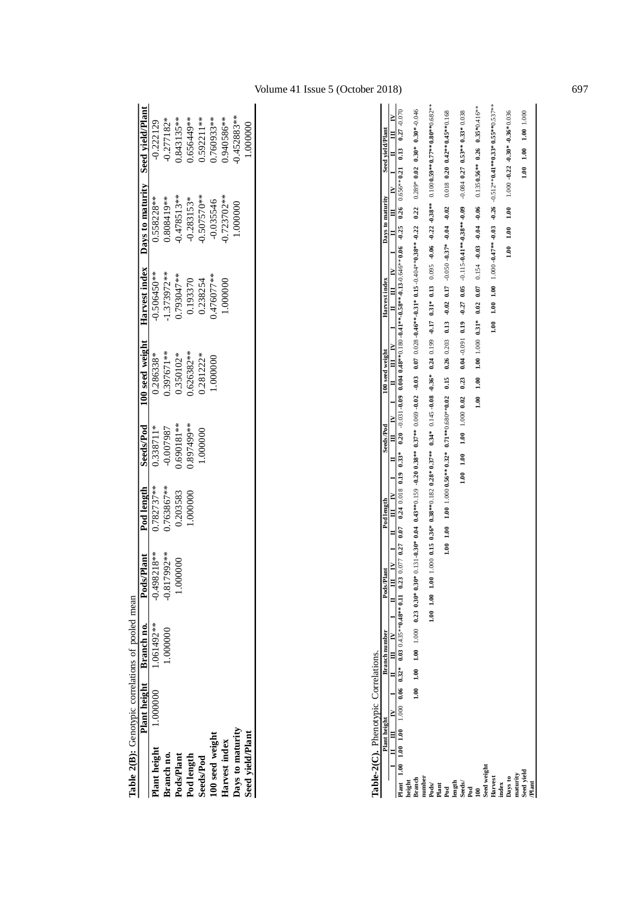**Table 2(B):** Genotypic correlations of pooled mean

| | Plant height | Branch no. | Pods/Plant | Pod length | Seeds/Pod | 100 seed weight | Harvest index | Days to maturity | Seed yield/Plant |
|---|---|---|---|---|---|---|---|---|---|
| **Plant height** | 1.000000 | 1.061492** | -0.498218** | 0.782737** | 0.338711* | 0.286338* | -0.506450** | 0.558228** | -0.222129 |
| **Branch no.** | | 1.000000 | -0.817992** | 0.763867** | -0.007987 | 0.397671** | -1.373972** | 0.808419** | -0.277182* |
| **Pods/Plant** | | | 1.000000 | 0.203583 | 0.690181** | 0.350102* | 0.793047** | -0.478513** | 0.843135** |
| **Pod length** | | | | 1.000000 | 0.897499** | 0.626382** | 0.193370 | -0.283153* | 0.656449** |
| **Seeds/Pod** | | | | | 1.000000 | 0.281222* | 0.238254 | -0.507570** | 0.592211** |
| **100 seed weight** | | | | | | 1.000000 | 0.476077** | -0.035546 | 0.760933** |
| **Harvest index** | | | | | | | 1.000000 | -0.723702** | 0.940586** |
| **Days to maturity** | | | | | | | | 1.000000 | -0.452883** |
| **Seed yield/Plant** | | | | | | | | | 1.000000 |

**Table-2(C).** Phenotypic Correlations.

| | Plant height | | | | Branch number | | | | Pods/Plant | | | | Pod length | | | | Seeds/Pod | | | | 100 seed weight | | | | Harvest index | | | | Days to maturity | | | | Seed yield/Plant | | | |
|---|---|---|---|---|---|---|---|---|---|---|---|---|---|---|---|---|---|---|---|---|---|---|---|---|---|---|---|---|---|---|---|---|---|---|---|---|
| | I | II | III | IV | I | II | III | IV | I | II | III | IV | I | II | III | IV | I | II | III | IV | I | II | III | IV | I | II | III | IV | I | II | III | IV | I | II | III | IV |
| **Plant height** | 1.00 | 1.00 | 1.00 | 1.000 | 0.06 | 0.32* | 0.03 | 0.435** | 0.48** | 0.11 | 0.23 | 0.077 | 0.27 | 0.07 | 0.24 | 0.018 | 0.19 | 0.33* | 0.20 | -0.031 | -0.09 | 0.004 | 0.48** | 0.180 | -0.41** | -0.58** | -0.13 | -0.646** | 0.06 | -0.25 | 0.26 | 0.656** | -0.21 | 0.13 | 0.27 | -0.070 |
| **Branch number** | | | | | 1.00 | 1.00 | 1.00 | 1.000 | 0.23 | 0.30* | 0.30* | 0.131 | -0.30* | 0.04 | 0.43** | 0.159 | -0.20 | 0.38** | 0.37** | 0.069 | -0.02 | -0.03 | 0.07 | 0.028 | -0.46** | -0.31* | 0.15 | -0.404** | 0.38** | -0.22 | 0.22 | 0.289* | 0.02 | 0.30* | 0.30* | -0.046 |
| **Pods/Plant** | | | | | | | | | 1.00 | 1.00 | 1.00 | 1.000 | 0.15 | 0.36* | 0.38** | 0.182 | 0.28* | 0.37** | 0.34* | 0.145 | -0.08 | -0.36* | 0.24 | 0.199 | -0.17 | 0.31* | 0.13 | 0.095 | -0.06 | -0.22 | -0.38** | 0.100 | 0.59** | 0.77** | 0.80** | 0.682** |
| **Pod length** | | | | | | | | | | | | | 1.00 | 1.00 | 1.00 | 1.000 | 0.56** | 0.32* | 0.71** | 0.680** | 0.02 | 0.15 | 0.26 | 0.203 | 0.13 | -0.02 | 0.17 | -0.050 | -0.37* | -0.04 | -0.02 | 0.018 | 0.20 | 0.42** | 0.45** | 0.168 |
| **Seeds/Pod** | | | | | | | | | | | | | | | | | 1.00 | 1.00 | 1.00 | 1.000 | 0.02 | 0.23 | 0.04 | -0.091 | 0.19 | -0.27 | 0.05 | -0.115 | -0.41** | -0.38** | -0.09 | -0.084 | 0.27 | 0.53** | 0.33* | 0.038 |
| **100 Seed weight** | | | | | | | | | | | | | | | | | | | | | 1.00 | 1.00 | 1.00 | 1.000 | 0.31* | 0.02 | 0.07 | 0.154 | -0.03 | -0.04 | -0.06 | 0.135 | 0.56** | 0.26 | 0.35* | 0.416** |
| **Harvest index** | | | | | | | | | | | | | | | | | | | | | | | | | 1.00 | 1.00 | 1.00 | 1.000 | -0.47** | -0.03 | -0.26 | -0.512** | 0.41** | 0.33* | 0.55** | 0.537** |
| **Days to maturity** | | | | | | | | | | | | | | | | | | | | | | | | | | | | | 1.00 | 1.00 | 1.00 | 1.000 | -0.22 | -0.30* | -0.36* | 0.036 |
| **Seed yield /Plant** | | | | | | | | | | | | | | | | | | | | | | | | | | | | | | | | | 1.00 | 1.00 | 1.00 | 1.000 |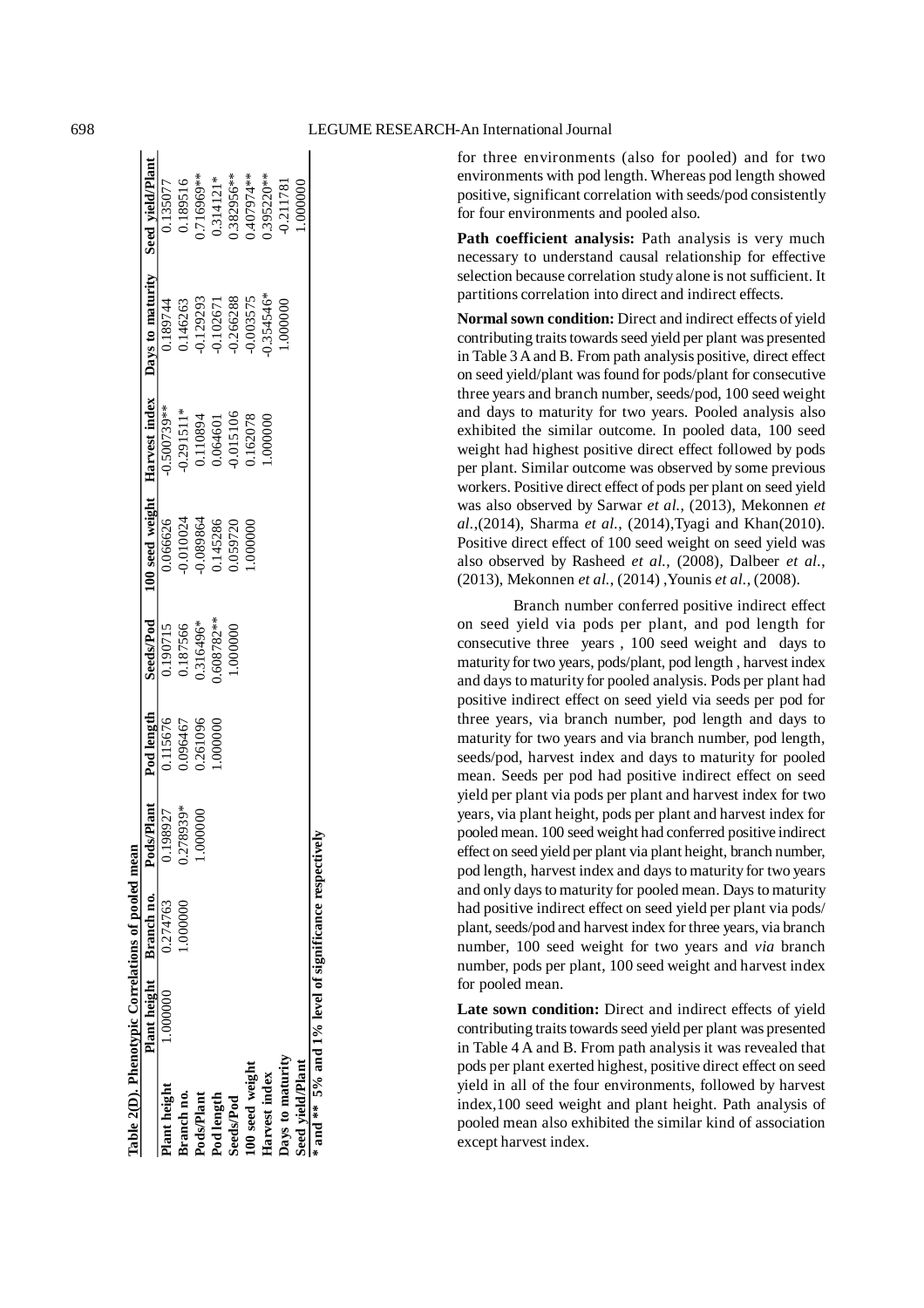**Table 2(D). Phenotypic Correlations of pooled mean**

| | Plant height | Branch no. | Pods/Plant | Pod length | Seeds/Pod | 100 seed weight | Harvest index | Days to maturity | Seed yield/Plant |
|---|---|---|---|---|---|---|---|---|---|
| Plant height | 1.000000 | 0.274763 | 0.198927 | 0.115676 | 0.190715 | 0.066626 | -0.500739** | 0.189744 | 0.135077 |
| Branch no. | | 1.000000 | 0.278939* | 0.096467 | 0.187566 | -0.010024 | -0.291511* | 0.146263 | 0.189516 |
| Pods/Plant | | | 1.000000 | 0.261096 | 0.316496* | -0.089864 | 0.110894 | -0.129293 | 0.716969** |
| Pod length | | | | 1.000000 | 0.608782** | 0.145286 | 0.064601 | -0.102671 | 0.314121* |
| Seeds/Pod | | | | | 1.000000 | 0.059720 | -0.015106 | -0.266288 | 0.382956** |
| 100 seed weight | | | | | | 1.000000 | 0.162078 | -0.003575 | 0.407974** |
| Harvest index | | | | | | | 1.000000 | -0.354546* | 0.395220** |
| Days to maturity | | | | | | | | 1.000000 | -0.211781 |
| Seed yield/Plant | | | | | | | | | 1.000000 |

\* and \*\* 5% and 1% level of significance respectively

for three environments (also for pooled) and for two environments with pod length. Whereas pod length showed positive, significant correlation with seeds/pod consistently for four environments and pooled also.

**Path coefficient analysis:** Path analysis is very much necessary to understand causal relationship for effective selection because correlation study alone is not sufficient. It partitions correlation into direct and indirect effects.

**Normal sown condition:** Direct and indirect effects of yield contributing traits towards seed yield per plant was presented in Table 3 A and B. From path analysis positive, direct effect on seed yield/plant was found for pods/plant for consecutive three years and branch number, seeds/pod, 100 seed weight and days to maturity for two years. Pooled analysis also exhibited the similar outcome. In pooled data, 100 seed weight had highest positive direct effect followed by pods per plant. Similar outcome was observed by some previous workers. Positive direct effect of pods per plant on seed yield was also observed by Sarwar *et al.*, (2013), Mekonnen *et al.*,(2014), Sharma *et al.*, (2014),Tyagi and Khan(2010). Positive direct effect of 100 seed weight on seed yield was also observed by Rasheed *et al.*, (2008), Dalbeer *et al.*, (2013), Mekonnen *et al.*, (2014) ,Younis *et al.*, (2008).

Branch number conferred positive indirect effect on seed yield via pods per plant, and pod length for consecutive three years , 100 seed weight and days to maturity for two years, pods/plant, pod length , harvest index and days to maturity for pooled analysis. Pods per plant had positive indirect effect on seed yield via seeds per pod for three years, via branch number, pod length and days to maturity for two years and via branch number, pod length, seeds/pod, harvest index and days to maturity for pooled mean. Seeds per pod had positive indirect effect on seed yield per plant via pods per plant and harvest index for two years, via plant height, pods per plant and harvest index for pooled mean. 100 seed weight had conferred positive indirect effect on seed yield per plant via plant height, branch number, pod length, harvest index and days to maturity for two years and only days to maturity for pooled mean. Days to maturity had positive indirect effect on seed yield per plant via pods/plant, seeds/pod and harvest index for three years, via branch number, 100 seed weight for two years and *via* branch number, pods per plant, 100 seed weight and harvest index for pooled mean.

**Late sown condition:** Direct and indirect effects of yield contributing traits towards seed yield per plant was presented in Table 4 A and B. From path analysis it was revealed that pods per plant exerted highest, positive direct effect on seed yield in all of the four environments, followed by harvest index,100 seed weight and plant height. Path analysis of pooled mean also exhibited the similar kind of association except harvest index.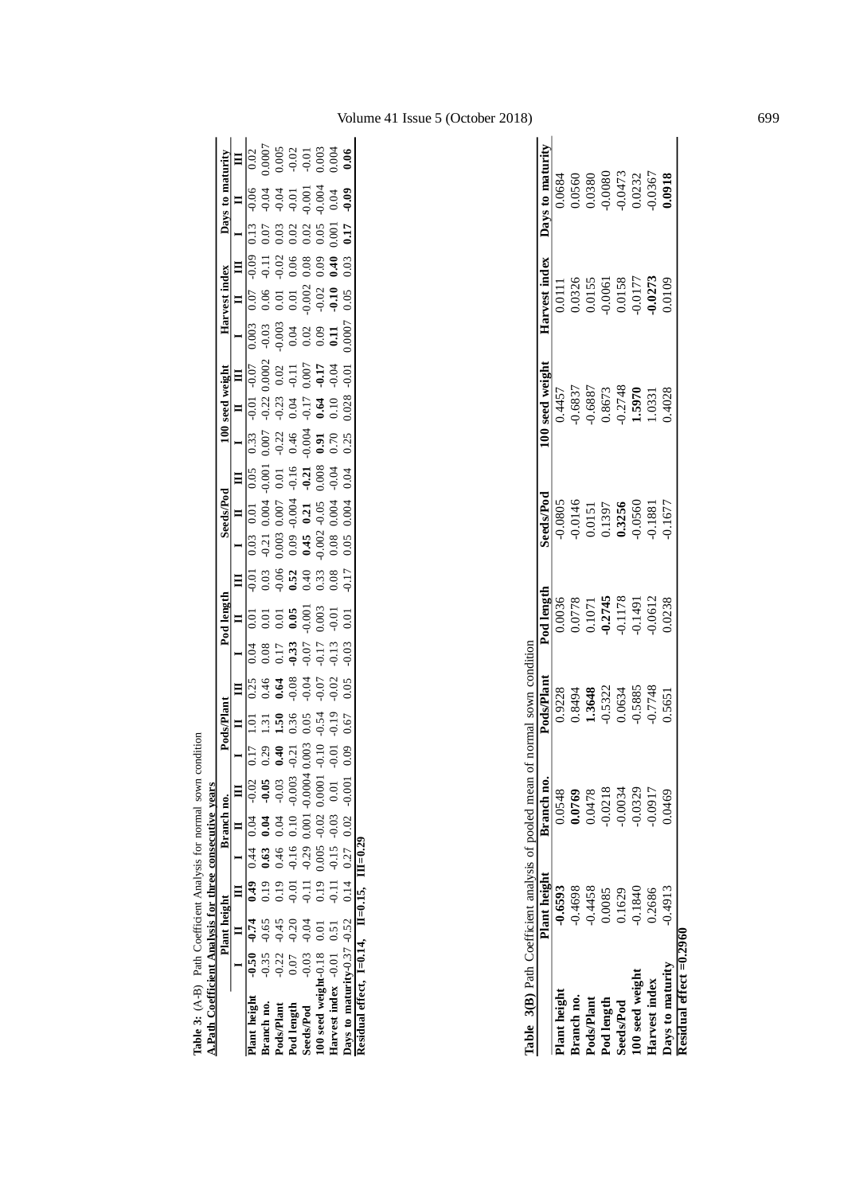**Table 3:** (A-B) Path Coefficient Analysis for normal sown condition

**A.Path Coefficient Analysis for three consecutive years**

| | Plant height | | | Branch no. | | | Pods/Plant | | | Pod length | | | Seeds/Pod | | | 100 seed weight | | | Harvest index | | | Days to maturity | | |
|---|---|---|---|---|---|---|---|---|---|---|---|---|---|---|---|---|---|---|---|---|---|---|---|---|
| | I | II | III | I | II | III | I | II | III | I | II | III | I | II | III | I | II | III | I | II | III | I | II | III |
| **Plant height** | **-0.50** | **-0.74** | **0.49** | 0.44 | 0.04 | -0.02 | 0.17 | 1.01 | 0.25 | 0.04 | 0.01 | -0.01 | 0.03 | 0.01 | 0.05 | 0.33 | -0.01 | -0.07 | 0.003 | 0.07 | -0.09 | 0.13 | -0.06 | 0.02 |
| **Branch no.** | -0.35 | -0.65 | 0.19 | **0.63** | **0.04** | **-0.05** | 0.29 | 1.31 | 0.46 | 0.08 | 0.01 | 0.03 | -0.21 | 0.004 | -0.001 | 0.007 | -0.22 | 0.0002 | -0.03 | 0.06 | -0.11 | 0.07 | -0.04 | 0.0007 |
| **Pods/Plant** | -0.22 | -0.45 | 0.19 | 0.46 | 0.04 | -0.03 | **0.40** | **1.50** | **0.64** | 0.17 | 0.01 | -0.06 | 0.003 | 0.007 | 0.01 | -0.22 | -0.23 | 0.02 | -0.003 | 0.01 | -0.02 | 0.03 | -0.04 | 0.005 |
| **Pod length** | 0.07 | -0.20 | -0.01 | -0.16 | 0.10 | -0.003 | -0.21 | 0.36 | -0.08 | **-0.33** | **0.05** | **0.52** | 0.09 | -0.004 | -0.16 | 0.46 | 0.04 | -0.11 | 0.04 | 0.01 | 0.06 | 0.02 | -0.01 | -0.02 |
| **Seeds/Pod** | -0.03 | -0.04 | -0.11 | -0.29 | 0.001 | -0.0004 | 0.003 | 0.05 | -0.04 | -0.07 | -0.001 | 0.40 | **0.45** | **0.21** | **-0.21** | -0.004 | -0.17 | 0.007 | 0.02 | -0.002 | 0.08 | 0.02 | -0.001 | -0.01 |
| **100 seed weight** | -0.18 | 0.01 | 0.19 | 0.005 | -0.02 | 0.0001 | -0.10 | -0.54 | -0.07 | -0.17 | 0.003 | 0.33 | -0.002 | -0.05 | 0.008 | **0.91** | **0.64** | **-0.17** | 0.09 | -0.02 | 0.09 | 0.05 | -0.004 | 0.003 |
| **Harvest index** | -0.01 | 0.51 | -0.11 | -0.15 | -0.03 | 0.01 | -0.01 | -0.19 | -0.02 | -0.13 | -0.01 | 0.08 | 0.08 | 0.004 | -0.04 | 0.70 | 0.10 | -0.04 | **0.11** | **-0.10** | **0.40** | 0.001 | 0.04 | 0.004 |
| **Days to maturity** | -0.37 | -0.52 | 0.14 | 0.27 | 0.02 | -0.001 | 0.09 | 0.67 | 0.05 | -0.03 | 0.01 | -0.17 | 0.05 | 0.004 | 0.04 | 0.25 | 0.028 | -0.01 | 0.0007 | 0.05 | 0.03 | **0.17** | **-0.09** | **0.06** |

**Residual effect, I=0.14, II=0.15, III=0.29**

**Table 3(B)** Path Coefficient analysis of pooled mean of normal sown condition

| | Plant height | Branch no. | Pods/Plant | Pod length | Seeds/Pod | 100 seed weight | Harvest index | Days to maturity |
|---|---|---|---|---|---|---|---|---|
| **Plant height** | **-0.6593** | 0.0548 | 0.9228 | 0.0036 | -0.0805 | 0.4457 | 0.0111 | 0.0684 |
| **Branch no.** | -0.4698 | **0.0769** | 0.8494 | 0.0778 | -0.0146 | -0.6837 | 0.0326 | 0.0560 |
| **Pods/Plant** | -0.4458 | 0.0478 | **1.3648** | 0.1071 | 0.0151 | -0.6887 | 0.0155 | 0.0380 |
| **Pod length** | 0.0085 | -0.0218 | -0.5322 | **-0.2745** | 0.1397 | 0.8673 | -0.0061 | -0.0080 |
| **Seeds/Pod** | 0.1629 | -0.0034 | 0.0634 | -0.1178 | **0.3256** | -0.2748 | 0.0158 | -0.0473 |
| **100 seed weight** | -0.1840 | -0.0329 | -0.5885 | -0.1491 | -0.0560 | **1.5970** | -0.0177 | 0.0232 |
| **Harvest index** | 0.2686 | -0.0917 | -0.7748 | -0.0612 | -0.1881 | 1.0331 | **-0.0273** | -0.0367 |
| **Days to maturity** | -0.4913 | 0.0469 | 0.5651 | 0.0238 | -0.1677 | 0.4028 | 0.0109 | **0.0918** |

**Residual effect =0.2960**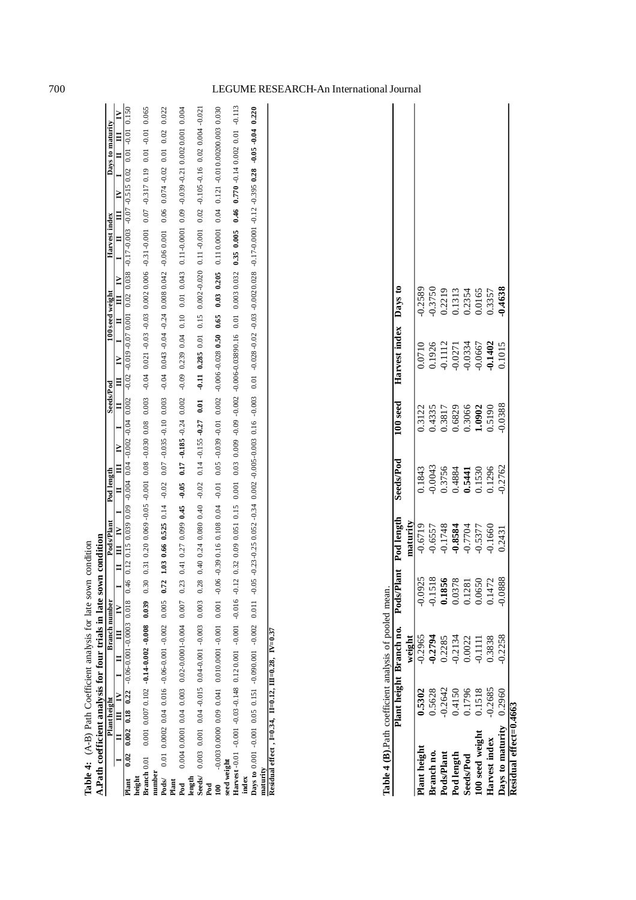**Table 4:** (A-B) Path Coefficient analysis for late sown condition

**A.Path coefficient analysis for four trials in late sown condition**

| | Plant height | | | | Branch number | | | | Pods/Plant | | | | Pod length | | | | Seeds/Pod | | | | 100 seed weight | | | | Harvest index | | | | Days to maturity | | | |
|---|---|---|---|---|---|---|---|---|---|---|---|---|---|---|---|---|---|---|---|---|---|---|---|---|---|---|---|---|---|---|---|---|
| | I | II | III | IV | I | II | III | IV | I | II | III | IV | I | II | III | IV | I | II | III | IV | I | II | III | IV | I | II | III | IV | I | II | III | IV |
| **Plant height** | **0.02** | **0.002** | **0.18** | **0.22** | -0.06 | -0.001 | -0.0003 | 0.018 | 0.46 | 0.12 | 0.15 | 0.039 | 0.09 | -0.004 | 0.04 | -0.002 | -0.04 | 0.002 | -0.02 | -0.019 | -0.07 | 0.001 | 0.02 | 0.038 | -0.17 | -0.003 | -0.07 | -0.515 | 0.02 | 0.01 | -0.01 | 0.150 |
| **Branch number** | 0.01 | 0.001 | 0.007 | 0.102 | **-0.14** | **-0.002** | **-0.008** | **0.039** | 0.30 | 0.31 | 0.20 | 0.069 | -0.05 | -0.001 | 0.08 | -0.030 | 0.08 | 0.003 | -0.04 | 0.021 | -0.03 | -0.03 | 0.002 | 0.006 | -0.31 | -0.001 | 0.07 | -0.317 | 0.19 | 0.01 | -0.01 | 0.065 |
| **Pods/Plant** | 0.01 | 0.0002 | 0.04 | 0.016 | -0.06 | -0.001 | -0.002 | 0.005 | **0.72** | **1.03** | **0.66** | **0.525** | 0.14 | -0.02 | 0.07 | -0.035 | -0.10 | 0.003 | -0.04 | 0.043 | -0.04 | -0.24 | 0.008 | 0.042 | -0.06 | 0.001 | 0.06 | 0.074 | -0.02 | 0.01 | 0.02 | 0.022 |
| **Pod length** | 0.004 | 0.0001 | 0.04 | 0.003 | 0.02 | -0.0001 | -0.004 | 0.007 | 0.23 | 0.41 | 0.27 | 0.099 | **0.45** | **-0.05** | **0.17** | **-0.185** | -0.24 | 0.002 | -0.09 | 0.239 | 0.04 | 0.10 | 0.01 | 0.043 | 0.11 | -0.0001 | 0.09 | -0.039 | -0.21 | 0.002 | 0.001 | 0.004 |
| **Seeds/Pod** | 0.003 | 0.001 | 0.04 | -0.015 | 0.04 | -0.001 | -0.003 | 0.003 | 0.28 | 0.40 | 0.24 | 0.080 | 0.40 | -0.02 | 0.14 | -0.155 | **-0.27** | **0.01** | **-0.11** | **0.285** | 0.01 | 0.15 | 0.002 | -0.020 | 0.11 | -0.001 | 0.02 | -0.105 | -0.16 | 0.02 | 0.004 | -0.021 |
| **100 seed weight** | -0.003 | 0.0000 | 0.09 | 0.041 | 0.01 | 0.0001 | -0.001 | 0.001 | -0.06 | -0.39 | 0.16 | 0.108 | 0.04 | -0.01 | 0.05 | -0.039 | -0.01 | 0.002 | -0.006 | -0.028 | **0.50** | **0.65** | **0.03** | **0.205** | 0.11 | 0.0001 | 0.04 | 0.121 | -0.01 | 0.0020 | 0.003 | 0.030 |
| **Harvest index** | -0.01 | -0.001 | -0.03 | -0.148 | 0.12 | 0.001 | -0.001 | -0.016 | -0.12 | 0.32 | 0.09 | 0.051 | 0.15 | 0.001 | 0.03 | 0.009 | -0.09 | -0.002 | -0.006 | -0.0389 | 0.16 | 0.01 | 0.003 | 0.032 | **0.35** | **0.005** | **0.46** | **0.770** | -0.14 | 0.002 | 0.01 | -0.113 |
| **Days to maturity** | 0.001 | -0.001 | 0.05 | 0.151 | -0.09 | 0.001 | -0.002 | 0.011 | -0.05 | -0.23 | -0.25 | 0.052 | -0.34 | 0.002 | -0.005 | -0.003 | 0.16 | -0.003 | 0.01 | -0.028 | -0.02 | -0.03 | -0.002 | 0.028 | -0.17 | -0.0001 | -0.12 | -0.395 | **0.28** | **-0.05** | **-0.04** | **0.220** |

**Residual effect , I=0.34, II=0.12, III=0.28, IV=0.37**

**Table 4 (B)** Path coefficient analysis of pooled mean.

| | Plant height | Branch no. | Pods/Plant | Pod length | Seeds/Pod | 100 seed weight | Harvest index | Days to maturity |
|---|---|---|---|---|---|---|---|---|
| **Plant height** | **0.5302** | -0.2965 | -0.0925 | -0.6719 | 0.1843 | 0.3122 | 0.0710 | -0.2589 |
| **Branch no.** | 0.5628 | **-0.2794** | -0.1518 | -0.6557 | -0.0043 | 0.4335 | 0.1926 | -0.3750 |
| **Pods/Plant** | -0.2642 | 0.2285 | **0.1856** | -0.1748 | 0.3756 | 0.3817 | -0.1112 | 0.2219 |
| **Pod length** | 0.4150 | -0.2134 | 0.0378 | **-0.8584** | 0.4884 | 0.6829 | -0.0271 | 0.1313 |
| **Seeds/Pod** | 0.1796 | 0.0022 | 0.1281 | -0.7704 | **0.5441** | 0.3066 | -0.0334 | 0.2354 |
| **100 seed weight** | 0.1518 | -0.1111 | 0.0650 | -0.5377 | 0.1530 | **1.0902** | -0.0667 | 0.0165 |
| **Harvest index** | -0.2685 | 0.3838 | 0.1472 | -0.1660 | 0.1296 | 0.5190 | **-0.1402** | 0.3357 |
| **Days to maturity** | 0.2960 | -0.2258 | -0.0888 | 0.2431 | -0.2762 | -0.0388 | 0.1015 | **-0.4638** |

**Residual effect=0.4663**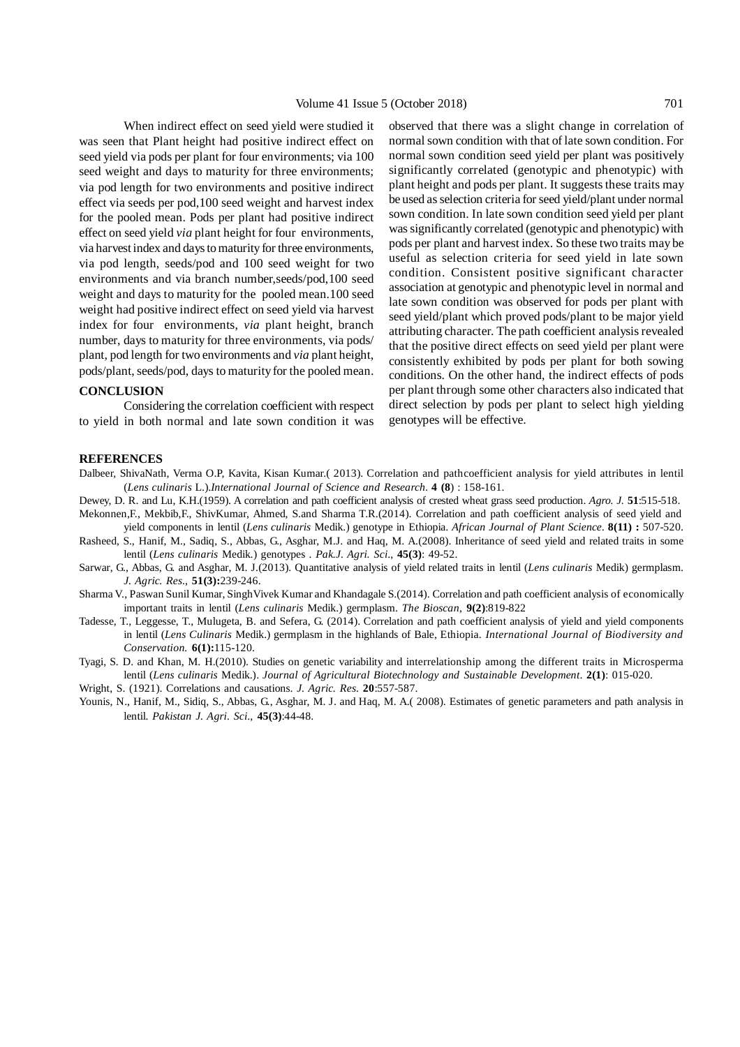When indirect effect on seed yield were studied it was seen that Plant height had positive indirect effect on seed yield via pods per plant for four environments; via 100 seed weight and days to maturity for three environments; via pod length for two environments and positive indirect effect via seeds per pod,100 seed weight and harvest index for the pooled mean. Pods per plant had positive indirect effect on seed yield *via* plant height for four environments, via harvest index and days to maturity for three environments, via pod length, seeds/pod and 100 seed weight for two environments and via branch number,seeds/pod,100 seed weight and days to maturity for the pooled mean.100 seed weight had positive indirect effect on seed yield via harvest index for four environments, *via* plant height, branch number, days to maturity for three environments, via pods/plant, pod length for two environments and *via* plant height, pods/plant, seeds/pod, days to maturity for the pooled mean.

## CONCLUSION

Considering the correlation coefficient with respect to yield in both normal and late sown condition it was observed that there was a slight change in correlation of normal sown condition with that of late sown condition. For normal sown condition seed yield per plant was positively significantly correlated (genotypic and phenotypic) with plant height and pods per plant. It suggests these traits may be used as selection criteria for seed yield/plant under normal sown condition. In late sown condition seed yield per plant was significantly correlated (genotypic and phenotypic) with pods per plant and harvest index. So these two traits may be useful as selection criteria for seed yield in late sown condition. Consistent positive significant character association at genotypic and phenotypic level in normal and late sown condition was observed for pods per plant with seed yield/plant which proved pods/plant to be major yield attributing character. The path coefficient analysis revealed that the positive direct effects on seed yield per plant were consistently exhibited by pods per plant for both sowing conditions. On the other hand, the indirect effects of pods per plant through some other characters also indicated that direct selection by pods per plant to select high yielding genotypes will be effective.

## REFERENCES

Dalbeer, ShivaNath, Verma O.P, Kavita, Kisan Kumar.( 2013). Correlation and pathcoefficient analysis for yield attributes in lentil (*Lens culinaris* L.).*International Journal of Science and Research*. **4 (8**) : 158-161.

Dewey, D. R. and Lu, K.H.(1959). A correlation and path coefficient analysis of crested wheat grass seed production. *Agro. J.* **51**:515-518.

Mekonnen,F., Mekbib,F., ShivKumar, Ahmed, S.and Sharma T.R.(2014). Correlation and path coefficient analysis of seed yield and yield components in lentil (*Lens culinaris* Medik.) genotype in Ethiopia. *African Journal of Plant Science*. **8(11) :** 507-520.

Rasheed, S., Hanif, M., Sadiq, S., Abbas, G., Asghar, M.J. and Haq, M. A.(2008). Inheritance of seed yield and related traits in some lentil (*Lens culinaris* Medik.) genotypes . *Pak.J. Agri. Sci.*, **45(3)**: 49-52.

Sarwar, G., Abbas, G. and Asghar, M. J.(2013). Quantitative analysis of yield related traits in lentil (*Lens culinaris* Medik) germplasm. *J. Agric. Res.*, **51(3):**239-246.

Sharma V., Paswan Sunil Kumar, SinghVivek Kumar and Khandagale S.(2014). Correlation and path coefficient analysis of economically important traits in lentil (*Lens culinaris* Medik.) germplasm. *The Bioscan*, **9(2)**:819-822

Tadesse, T., Leggesse, T., Mulugeta, B. and Sefera, G. (2014). Correlation and path coefficient analysis of yield and yield components in lentil (*Lens Culinaris* Medik.) germplasm in the highlands of Bale, Ethiopia. *International Journal of Biodiversity and Conservation.* **6(1):**115-120.

Tyagi, S. D. and Khan, M. H.(2010). Studies on genetic variability and interrelationship among the different traits in Microsperma lentil (*Lens culinaris* Medik.). *Journal of Agricultural Biotechnology and Sustainable Development*. **2(1)**: 015-020.

Wright, S. (1921). Correlations and causations. *J. Agric. Res.* **20**:557-587.

Younis, N., Hanif, M., Sidiq, S., Abbas, G., Asghar, M. J. and Haq, M. A.( 2008). Estimates of genetic parameters and path analysis in lentil. *Pakistan J. Agri. Sci*., **45(3)**:44-48.